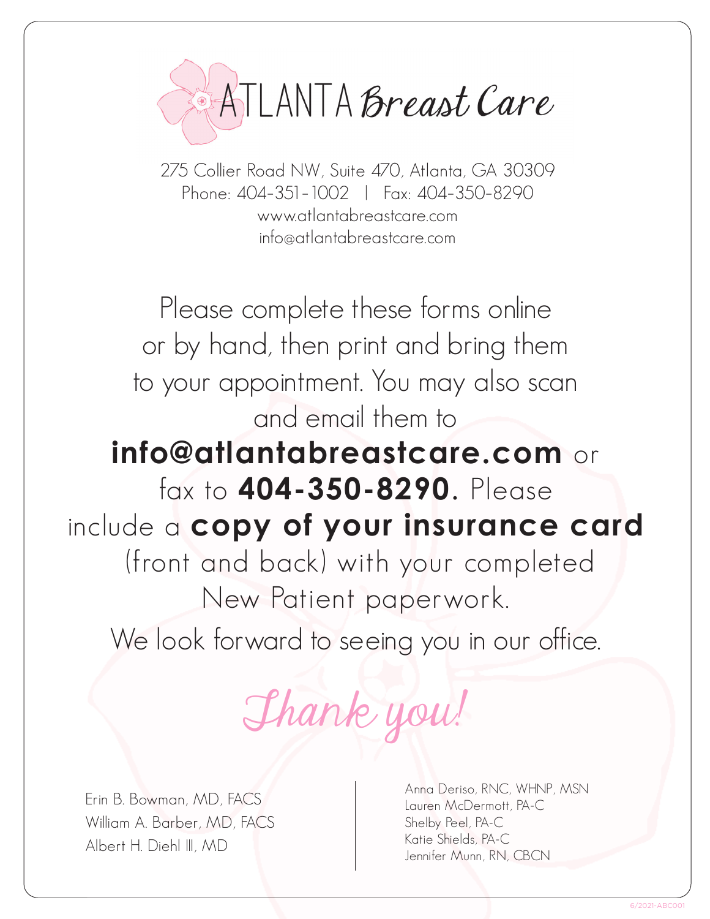# ATLANTA Breast Care

275 Collier Road NW, Suite 470, Atlanta, GA 30309
Phone: 404-351-1002 | Fax: 404-350-8290
www.atlantabreastcare.com
info@atlantabreastcare.com

Please complete these forms online or by hand, then print and bring them to your appointment. You may also scan and email them to **info@atlantabreastcare.com** or fax to **404-350-8290.** Please include a **copy of your insurance card** (front and back) with your completed New Patient paperwork.

We look forward to seeing you in our office.

*Thank you!*

Erin B. Bowman, MD, FACS
William A. Barber, MD, FACS
Albert H. Diehl III, MD

Anna Deriso, RNC, WHNP, MSN
Lauren McDermott, PA-C
Shelby Peel, PA-C
Katie Shields, PA-C
Jennifer Munn, RN, CBCN

6/2021-ABC001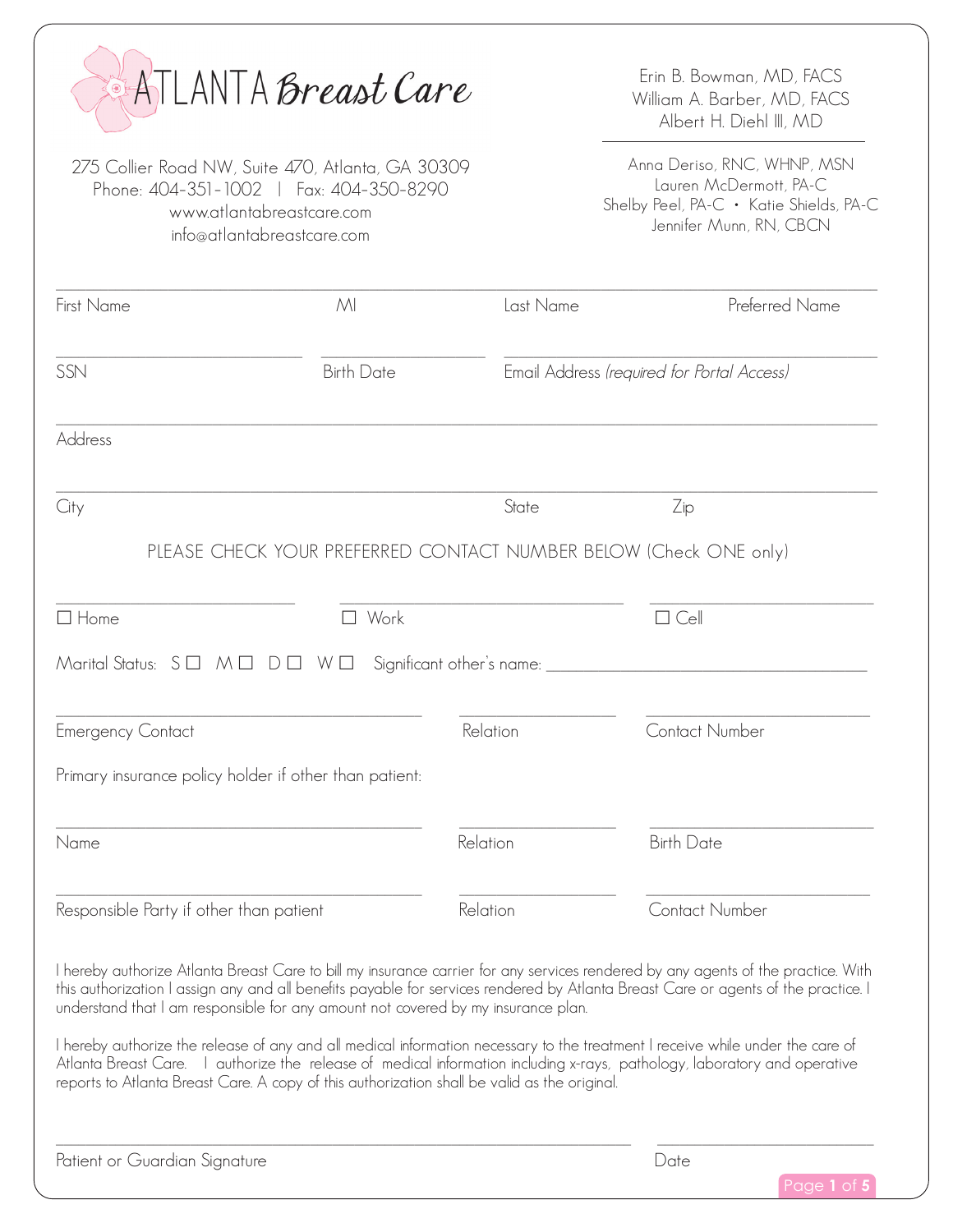# ATLANTA Breast Care

275 Collier Road NW, Suite 470, Atlanta, GA 30309
Phone: 404-351-1002 | Fax: 404-350-8290
www.atlantabreastcare.com
info@atlantabreastcare.com

Erin B. Bowman, MD, FACS
William A. Barber, MD, FACS
Albert H. Diehl III, MD

Anna Deriso, RNC, WHNP, MSN
Lauren McDermott, PA-C
Shelby Peel, PA-C • Katie Shields, PA-C
Jennifer Munn, RN, CBCN

First Name ______________ MI ______________ Last Name ______________ Preferred Name ______________

SSN ______________ Birth Date ______________ Email Address *(required for Portal Access)* ______________

Address ______________

City ______________ State ______________ Zip ______________

PLEASE CHECK YOUR PREFERRED CONTACT NUMBER BELOW (Check ONE only)

☐ Home ______________ ☐ Work ______________ ☐ Cell ______________

Marital Status: S ☐ M ☐ D ☐ W ☐ Significant other's name: ______________

Emergency Contact ______________ Relation ______________ Contact Number ______________

Primary insurance policy holder if other than patient:

Name ______________ Relation ______________ Birth Date ______________

Responsible Party if other than patient ______________ Relation ______________ Contact Number ______________

I hereby authorize Atlanta Breast Care to bill my insurance carrier for any services rendered by any agents of the practice. With this authorization I assign any and all benefits payable for services rendered by Atlanta Breast Care or agents of the practice. I understand that I am responsible for any amount not covered by my insurance plan.

I hereby authorize the release of any and all medical information necessary to the treatment I receive while under the care of Atlanta Breast Care. I authorize the release of medical information including x-rays, pathology, laboratory and operative reports to Atlanta Breast Care. A copy of this authorization shall be valid as the original.

Patient or Guardian Signature ______________ Date ______________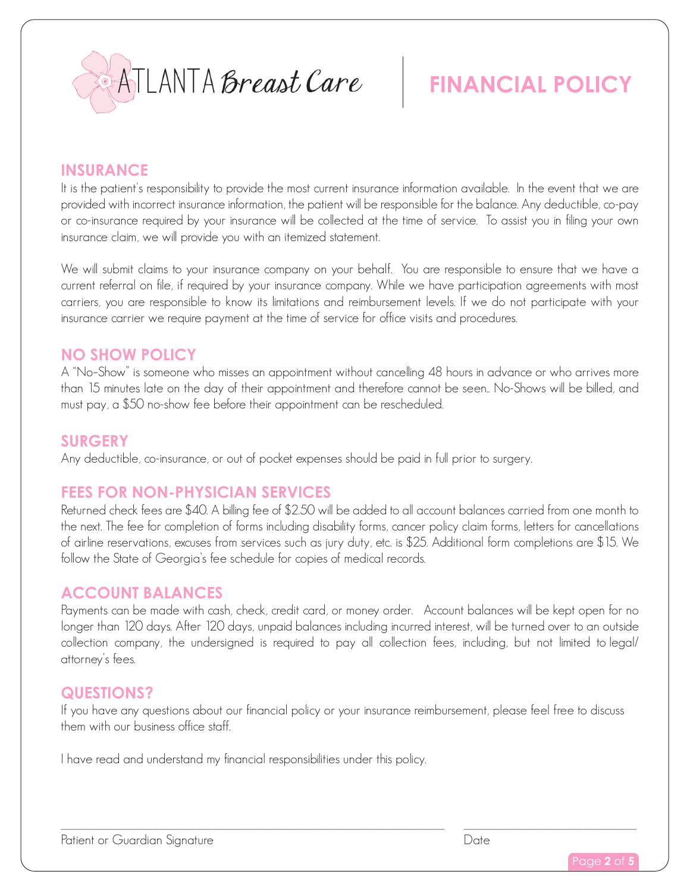ATLANTA *Breast Care*

# FINANCIAL POLICY

## INSURANCE

It is the patient's responsibility to provide the most current insurance information available. In the event that we are provided with incorrect insurance information, the patient will be responsible for the balance. Any deductible, co-pay or co-insurance required by your insurance will be collected at the time of service. To assist you in filing your own insurance claim, we will provide you with an itemized statement.

We will submit claims to your insurance company on your behalf. You are responsible to ensure that we have a current referral on file, if required by your insurance company. While we have participation agreements with most carriers, you are responsible to know its limitations and reimbursement levels. If we do not participate with your insurance carrier we require payment at the time of service for office visits and procedures.

## NO SHOW POLICY

A "No-Show" is someone who misses an appointment without cancelling 48 hours in advance or who arrives more than 15 minutes late on the day of their appointment and therefore cannot be seen.. No-Shows will be billed, and must pay, a $50 no-show fee before their appointment can be rescheduled.

## SURGERY

Any deductible, co-insurance, or out of pocket expenses should be paid in full prior to surgery.

## FEES FOR NON-PHYSICIAN SERVICES

Returned check fees are $40. A billing fee of $2.50 will be added to all account balances carried from one month to the next. The fee for completion of forms including disability forms, cancer policy claim forms, letters for cancellations of airline reservations, excuses from services such as jury duty, etc. is $25. Additional form completions are $15. We follow the State of Georgia's fee schedule for copies of medical records.

## ACCOUNT BALANCES

Payments can be made with cash, check, credit card, or money order. Account balances will be kept open for no longer than 120 days. After 120 days, unpaid balances including incurred interest, will be turned over to an outside collection company, the undersigned is required to pay all collection fees, including, but not limited to legal/ attorney's fees.

## QUESTIONS?

If you have any questions about our financial policy or your insurance reimbursement, please feel free to discuss them with our business office staff.

I have read and understand my financial responsibilities under this policy.

\_\_\_\_\_\_\_\_\_\_\_\_\_\_\_\_\_\_\_\_\_\_\_\_\_\_\_\_\_\_\_\_\_\_\_\_\_\_\_\_\_\_ \_\_\_\_\_\_\_\_\_\_\_\_\_\_\_\_\_\_\_\_\_\_

Patient or Guardian Signature Date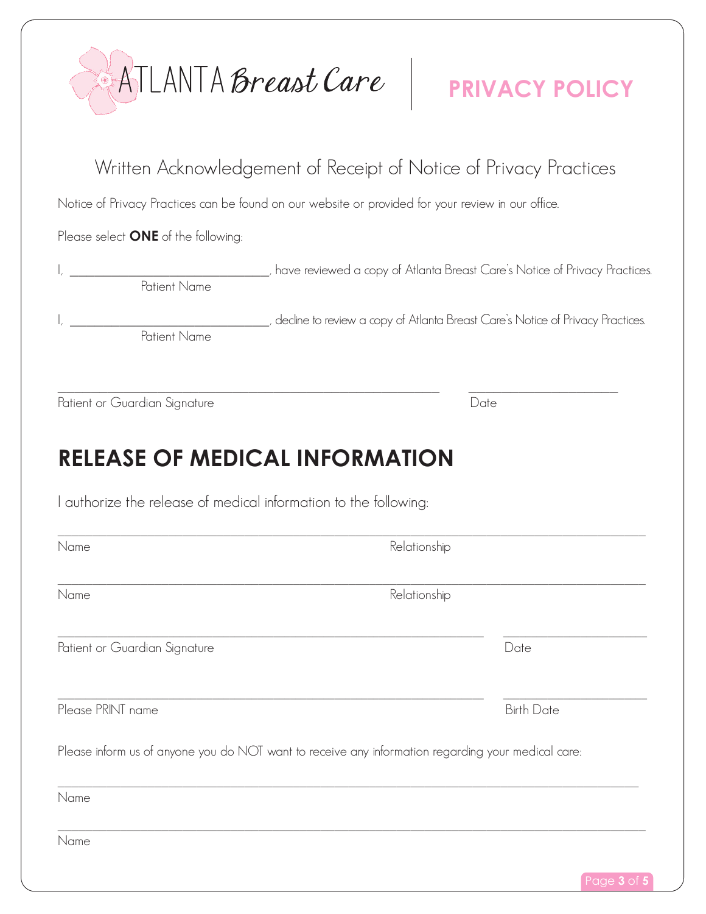ATLANTA *Breast Care*

# PRIVACY POLICY

## Written Acknowledgement of Receipt of Notice of Privacy Practices

Notice of Privacy Practices can be found on our website or provided for your review in our office.

Please select **ONE** of the following:

I, ______________________________, have reviewed a copy of Atlanta Breast Care's Notice of Privacy Practices.
Patient Name

I, ______________________________, decline to review a copy of Atlanta Breast Care's Notice of Privacy Practices.
Patient Name

______________________________________________ ____________________
Patient or Guardian Signature Date

## RELEASE OF MEDICAL INFORMATION

I authorize the release of medical information to the following:

________________________________________________________________________
Name Relationship

________________________________________________________________________
Name Relationship

______________________________________________ ____________________
Patient or Guardian Signature Date

______________________________________________ ____________________
Please PRINT name Birth Date

Please inform us of anyone you do NOT want to receive any information regarding your medical care:

________________________________________________________________________
Name

________________________________________________________________________
Name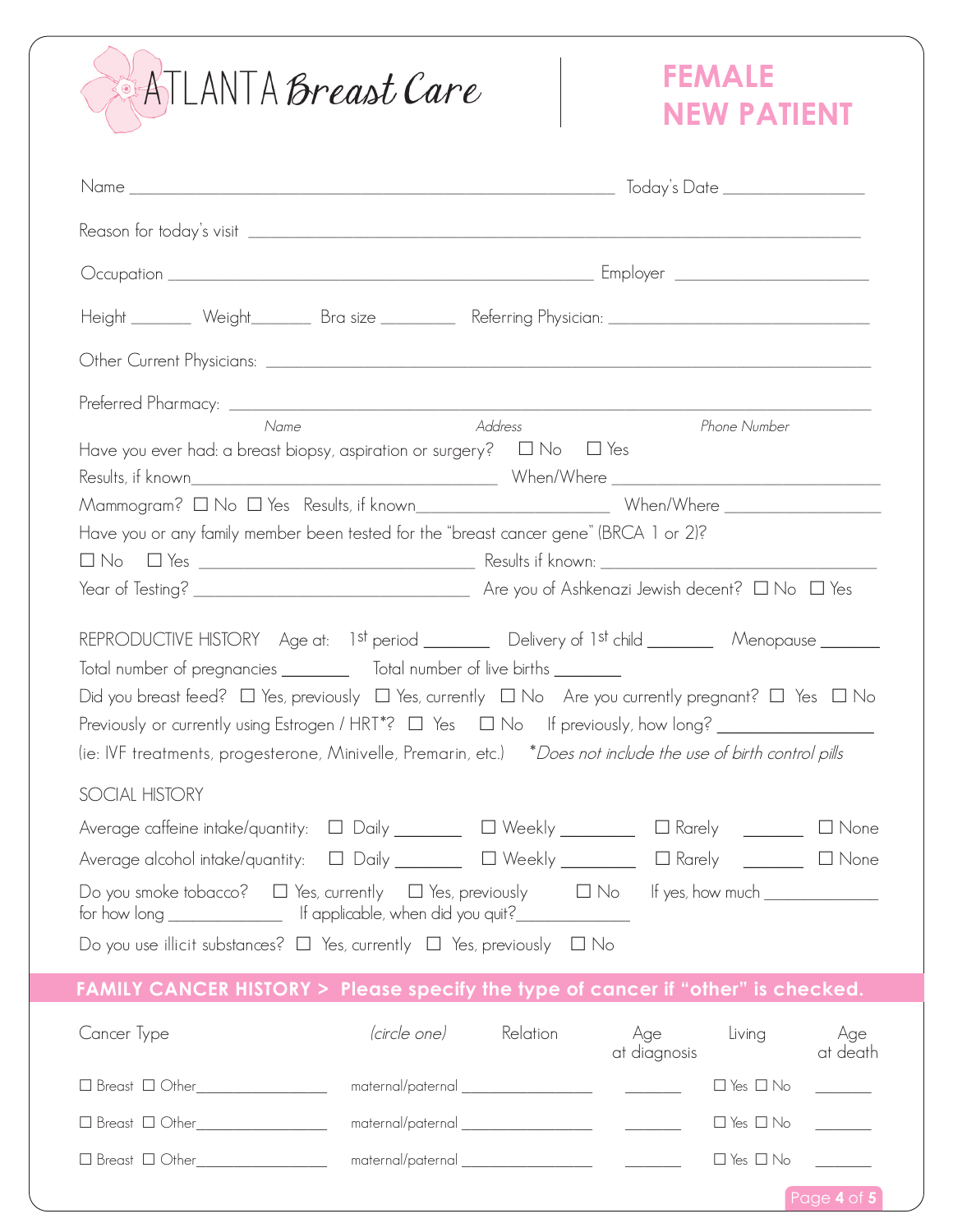ATLANTA Breast Care

# FEMALE NEW PATIENT

Name ______________________________ Today's Date ______________

Reason for today's visit ______________________________________________

Occupation ______________________________ Employer ______________________

Height _______ Weight_______ Bra size _________ Referring Physician: ______________________

Other Current Physicians: ______________________________________________

Preferred Pharmacy: ______________________________________________

Name | Address | Phone Number

Have you ever had: a breast biopsy, aspiration or surgery? ☐ No ☐ Yes

Results, if known______________________ When/Where ______________________

Mammogram? ☐ No ☐ Yes Results, if known______________________ When/Where ______________________

Have you or any family member been tested for the "breast cancer gene" (BRCA 1 or 2)?

☐ No ☐ Yes ______________________ Results if known: ______________________

Year of Testing? ______________________ Are you of Ashkenazi Jewish decent? ☐ No ☐ Yes

REPRODUCTIVE HISTORY Age at: 1st period _______ Delivery of 1st child _______ Menopause _______

Total number of pregnancies _______ Total number of live births _______

Did you breast feed? ☐ Yes, previously ☐ Yes, currently ☐ No Are you currently pregnant? ☐ Yes ☐ No

Previously or currently using Estrogen / HRT*? ☐ Yes ☐ No If previously, how long? ______________

(ie: IVF treatments, progesterone, Minivelle, Premarin, etc.) **Does not include the use of birth control pills*

SOCIAL HISTORY

Average caffeine intake/quantity: ☐ Daily _______ ☐ Weekly _______ ☐ Rarely _______ ☐ None

Average alcohol intake/quantity: ☐ Daily _______ ☐ Weekly _______ ☐ Rarely _______ ☐ None

Do you smoke tobacco? ☐ Yes, currently ☐ Yes, previously ☐ No If yes, how much ______________ for how long ______________ If applicable, when did you quit?______________

Do you use illicit substances? ☐ Yes, currently ☐ Yes, previously ☐ No

## FAMILY CANCER HISTORY > Please specify the type of cancer if "other" is checked.

| Cancer Type | (circle one) | Relation | Age at diagnosis | Living | Age at death |
|---|---|---|---|---|---|
| ☐ Breast ☐ Other________ | maternal/paternal | ________ | _______ | ☐ Yes ☐ No | _______ |
| ☐ Breast ☐ Other________ | maternal/paternal | ________ | _______ | ☐ Yes ☐ No | _______ |
| ☐ Breast ☐ Other________ | maternal/paternal | ________ | _______ | ☐ Yes ☐ No | _______ |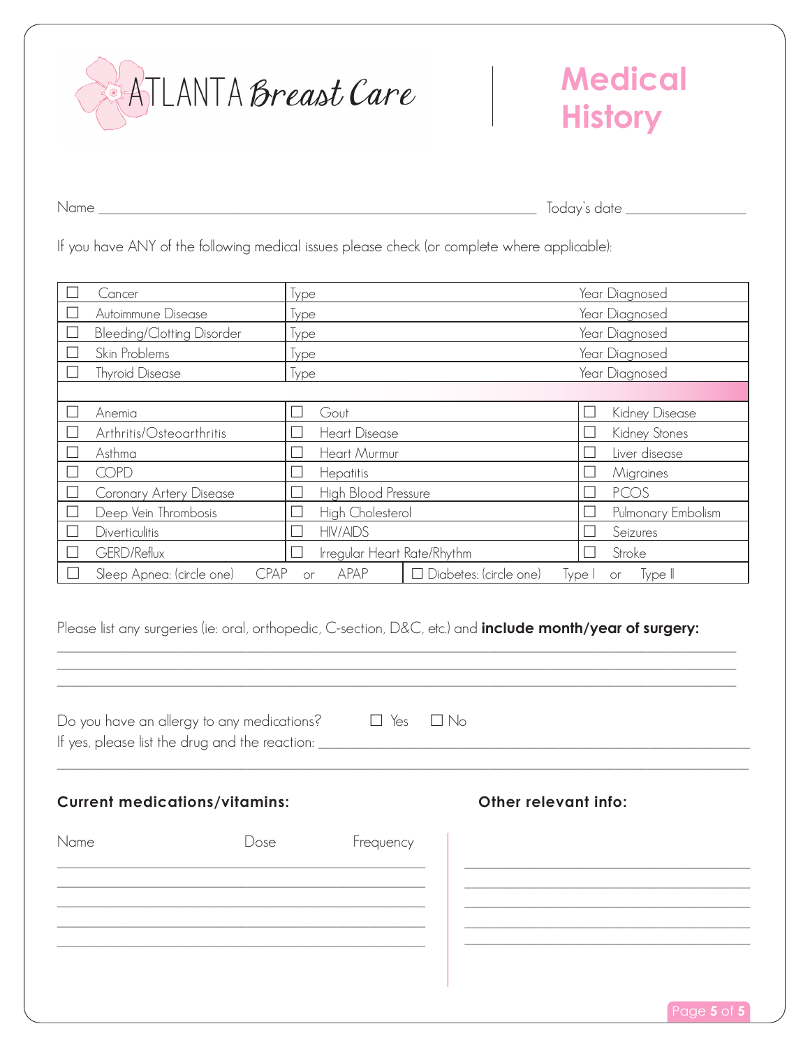ATLANTA *Breast Care*

# Medical History

Name ______________________________ Today's date ______________

If you have ANY of the following medical issues please check (or complete where applicable):

| | | |
|---|---|---|
| ☐ Cancer | Type | Year Diagnosed |
| ☐ Autoimmune Disease | Type | Year Diagnosed |
| ☐ Bleeding/Clotting Disorder | Type | Year Diagnosed |
| ☐ Skin Problems | Type | Year Diagnosed |
| ☐ Thyroid Disease | Type | Year Diagnosed |

| | | |
|---|---|---|
| ☐ Anemia | ☐ Gout | ☐ Kidney Disease |
| ☐ Arthritis/Osteoarthritis | ☐ Heart Disease | ☐ Kidney Stones |
| ☐ Asthma | ☐ Heart Murmur | ☐ Liver disease |
| ☐ COPD | ☐ Hepatitis | ☐ Migraines |
| ☐ Coronary Artery Disease | ☐ High Blood Pressure | ☐ PCOS |
| ☐ Deep Vein Thrombosis | ☐ High Cholesterol | ☐ Pulmonary Embolism |
| ☐ Diverticulitis | ☐ HIV/AIDS | ☐ Seizures |
| ☐ GERD/Reflux | ☐ Irregular Heart Rate/Rhythm | ☐ Stroke |
| ☐ Sleep Apnea: (circle one) CPAP or APAP | ☐ Diabetes: (circle one) Type I or Type II | |

Please list any surgeries (ie: oral, orthopedic, C-section, D&C, etc.) and **include month/year of surgery:**

______________________________________________________________________

______________________________________________________________________

______________________________________________________________________

Do you have an allergy to any medications? ☐ Yes ☐ No

If yes, please list the drug and the reaction: ______________________________

______________________________________________________________________

**Current medications/vitamins:**

| Name | Dose | Frequency |
|---|---|---|
| | | |
| | | |
| | | |
| | | |
| | | |

**Other relevant info:**

______________________________

______________________________

______________________________

______________________________

______________________________